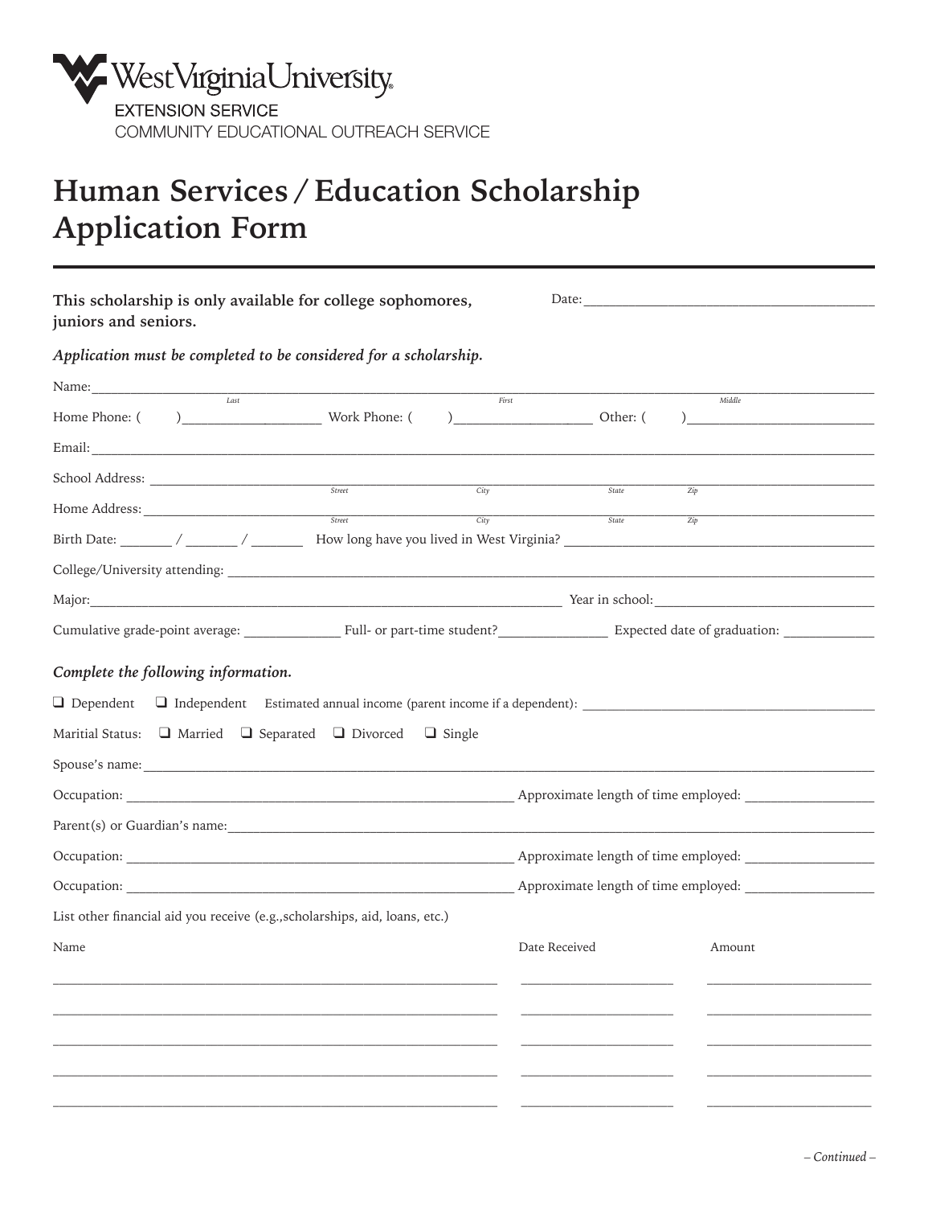West Virginia University
EXTENSION SERVICE
COMMUNITY EDUCATIONAL OUTREACH SERVICE

# Human Services / Education Scholarship Application Form

**This scholarship is only available for college sophomores, juniors and seniors.**

Date: ________________________________________

***Application must be completed to be considered for a scholarship.***

Name: ______________________________________________________________________________
Last | First | Middle

Home Phone: (     ) __________________ Work Phone: (     ) __________________ Other: (     ) __________________

Email: ______________________________________________________________________________

School Address: _______________________________________________________________________
Street | City | State | Zip

Home Address: ________________________________________________________________________
Street | City | State | Zip

Birth Date: _______ / _______ / _______ How long have you lived in West Virginia? ______________________

College/University attending: _________________________________________________________

Major: ___________________________________________ Year in school: ______________________

Cumulative grade-point average: ____________ Full- or part-time student? ______________ Expected date of graduation: ____________

***Complete the following information.***

❑ Dependent ❑ Independent Estimated annual income (parent income if a dependent): ______________________

Maritial Status: ❑ Married ❑ Separated ❑ Divorced ❑ Single

Spouse's name: ______________________________________________________________________

Occupation: ____________________________________ Approximate length of time employed: ______________

Parent(s) or Guardian's name: _________________________________________________________

Occupation: ____________________________________ Approximate length of time employed: ______________

Occupation: ____________________________________ Approximate length of time employed: ______________

List other financial aid you receive (e.g.,scholarships, aid, loans, etc.)

| Name | Date Received | Amount |
|---|---|---|
| | | |
| | | |
| | | |
| | | |
| | | |

*– Continued –*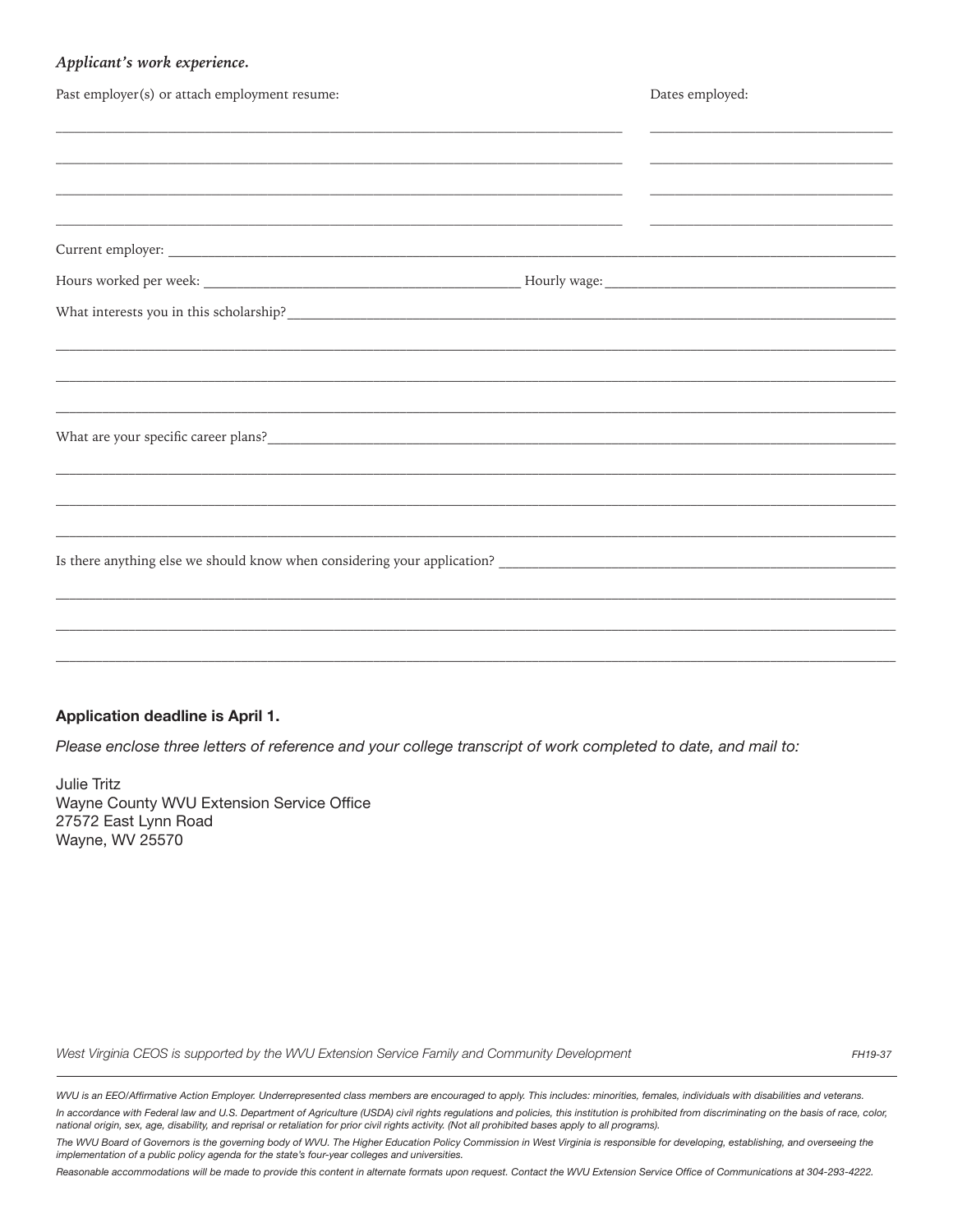***Applicant's work experience.***

Past employer(s) or attach employment resume: ______________________ Dates employed: ______________________

______________________________________________ ______________________

______________________________________________ ______________________

______________________________________________ ______________________

______________________________________________ ______________________

Current employer: ______________________________________________

Hours worked per week: ______________________ Hourly wage: ______________________

What interests you in this scholarship? ______________________________________________

______________________________________________

______________________________________________

______________________________________________

What are your specific career plans? ______________________________________________

______________________________________________

______________________________________________

______________________________________________

Is there anything else we should know when considering your application? ______________________

______________________________________________

______________________________________________

______________________________________________

**Application deadline is April 1.**

*Please enclose three letters of reference and your college transcript of work completed to date, and mail to:*

Julie Tritz
Wayne County WVU Extension Service Office
27572 East Lynn Road
Wayne, WV 25570

*West Virginia CEOS is supported by the WVU Extension Service Family and Community Development*

*FH19-37*

*WVU is an EEO/Affirmative Action Employer. Underrepresented class members are encouraged to apply. This includes: minorities, females, individuals with disabilities and veterans.*

*In accordance with Federal law and U.S. Department of Agriculture (USDA) civil rights regulations and policies, this institution is prohibited from discriminating on the basis of race, color, national origin, sex, age, disability, and reprisal or retaliation for prior civil rights activity. (Not all prohibited bases apply to all programs).*

*The WVU Board of Governors is the governing body of WVU. The Higher Education Policy Commission in West Virginia is responsible for developing, establishing, and overseeing the implementation of a public policy agenda for the state's four-year colleges and universities.*

*Reasonable accommodations will be made to provide this content in alternate formats upon request. Contact the WVU Extension Service Office of Communications at 304-293-4222.*